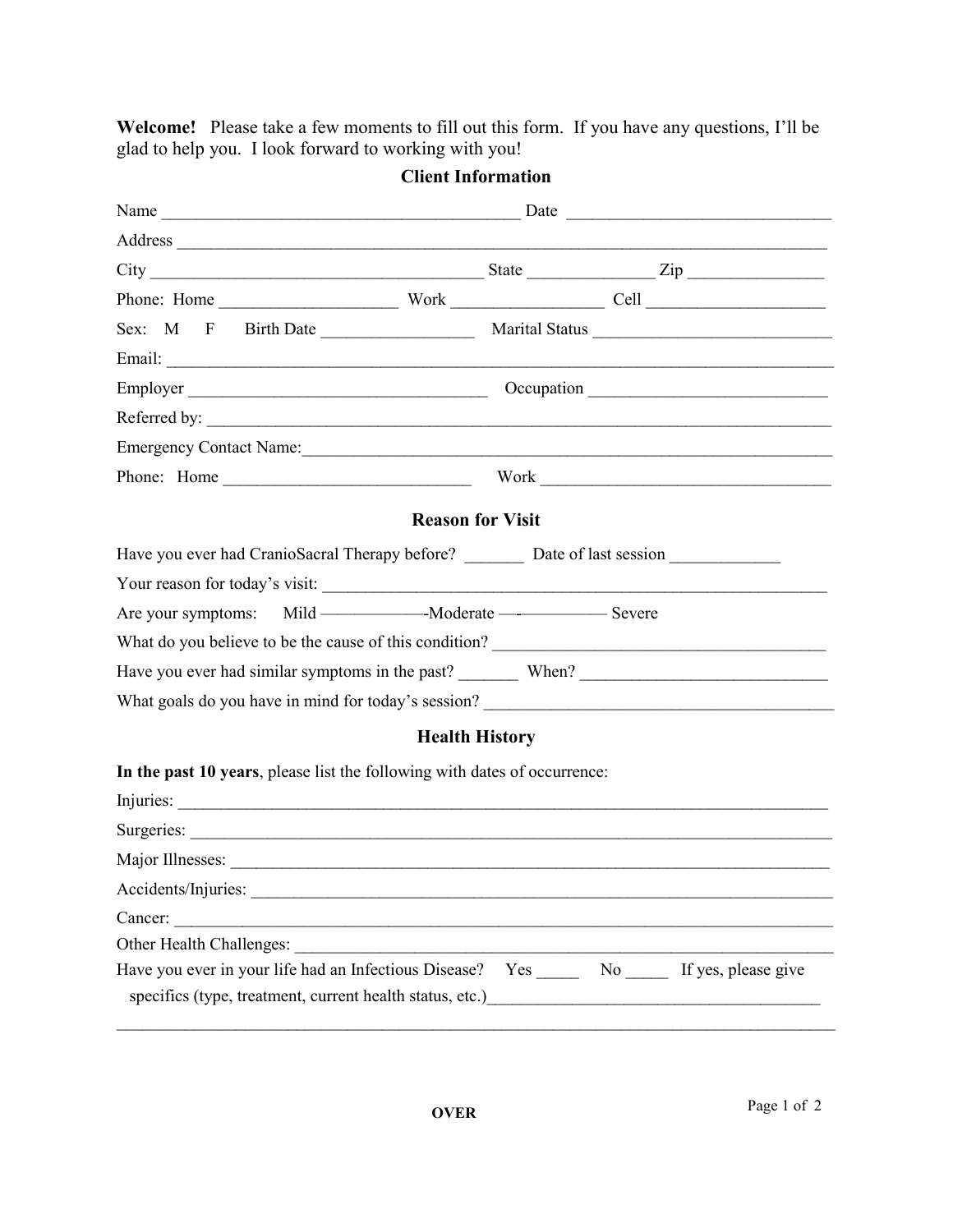**Welcome!** Please take a few moments to fill out this form. If you have any questions, I'll be glad to help you. I look forward to working with you!

## Client Information

Name ___________________________________________ Date _______________________________

Address _____________________________________________________________________________

City _______________________________________ State _______________ Zip ________________

Phone: Home ____________________ Work _________________ Cell _____________________

Sex: M F Birth Date _________________ Marital Status ____________________________

Email: _______________________________________________________________________________

Employer ___________________________________ Occupation ___________________________

Referred by: __________________________________________________________________________

Emergency Contact Name:___________________________________________________________________

Phone: Home _____________________________ Work ___________________________________

## Reason for Visit

Have you ever had CranioSacral Therapy before? _______ Date of last session _____________

Your reason for today's visit: __________________________________________________________

Are your symptoms: Mild ——————-Moderate —-————— Severe

What do you believe to be the cause of this condition? _________________________________________

Have you ever had similar symptoms in the past? _______ When? _____________________________

What goals do you have in mind for today's session? _________________________________________

## Health History

**In the past 10 years**, please list the following with dates of occurrence:

Injuries: _____________________________________________________________________________

Surgeries: ____________________________________________________________________________

Major Illnesses: _______________________________________________________________________

Accidents/Injuries: ____________________________________________________________________

Cancer: _______________________________________________________________________________

Other Health Challenges: _______________________________________________________________

Have you ever in your life had an Infectious Disease? Yes _____ No _____ If yes, please give specifics (type, treatment, current health status, etc.)________________________________________

_____________________________________________________________________________________

OVER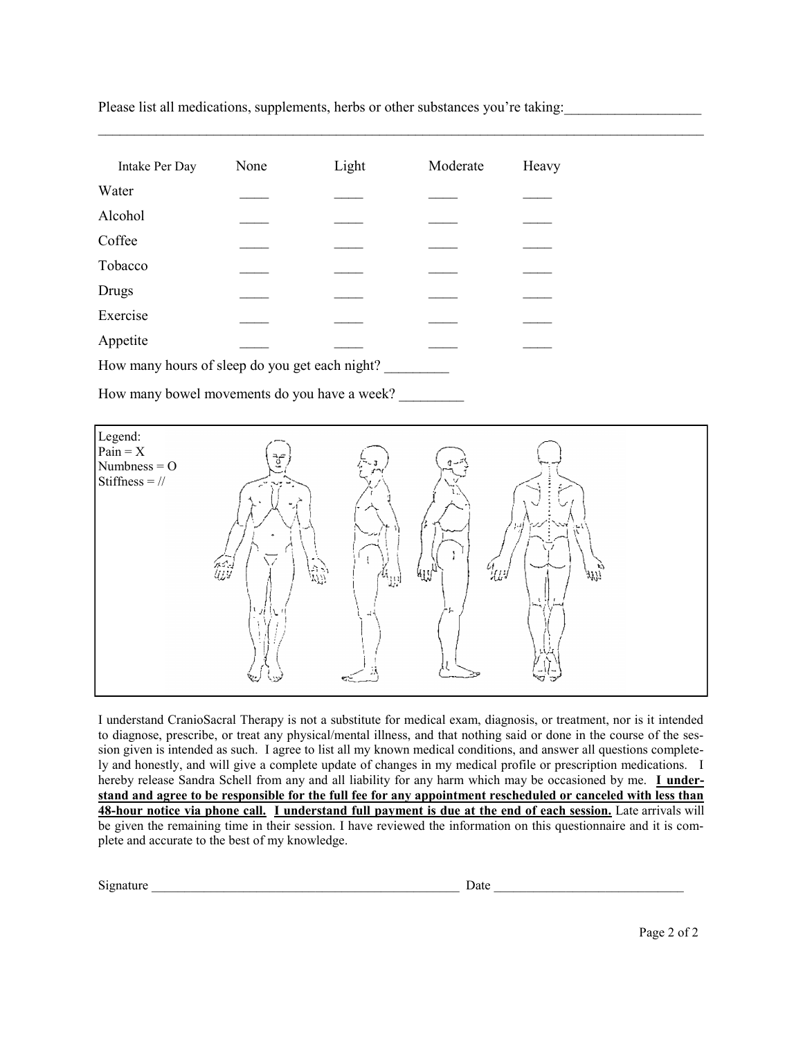Please list all medications, supplements, herbs or other substances you're taking:___________________

_____________________________________________________________________________________

| Intake Per Day | None | Light | Moderate | Heavy |
|---|---|---|---|---|
| Water | ____ | ____ | ____ | ____ |
| Alcohol | ____ | ____ | ____ | ____ |
| Coffee | ____ | ____ | ____ | ____ |
| Tobacco | ____ | ____ | ____ | ____ |
| Drugs | ____ | ____ | ____ | ____ |
| Exercise | ____ | ____ | ____ | ____ |
| Appetite | ____ | ____ | ____ | ____ |

How many hours of sleep do you get each night? _________

How many bowel movements do you have a week? _________

Legend:
Pain = X
Numbness = O
Stiffness = //

I understand CranioSacral Therapy is not a substitute for medical exam, diagnosis, or treatment, nor is it intended to diagnose, prescribe, or treat any physical/mental illness, and that nothing said or done in the course of the session given is intended as such. I agree to list all my known medical conditions, and answer all questions completely and honestly, and will give a complete update of changes in my medical profile or prescription medications. I hereby release Sandra Schell from any and all liability for any harm which may be occasioned by me. **I understand and agree to be responsible for the full fee for any appointment rescheduled or canceled with less than 48-hour notice via phone call.** **I understand full payment is due at the end of each session.** Late arrivals will be given the remaining time in their session. I have reviewed the information on this questionnaire and it is complete and accurate to the best of my knowledge.

Signature _________________________________________________ Date _____________________________